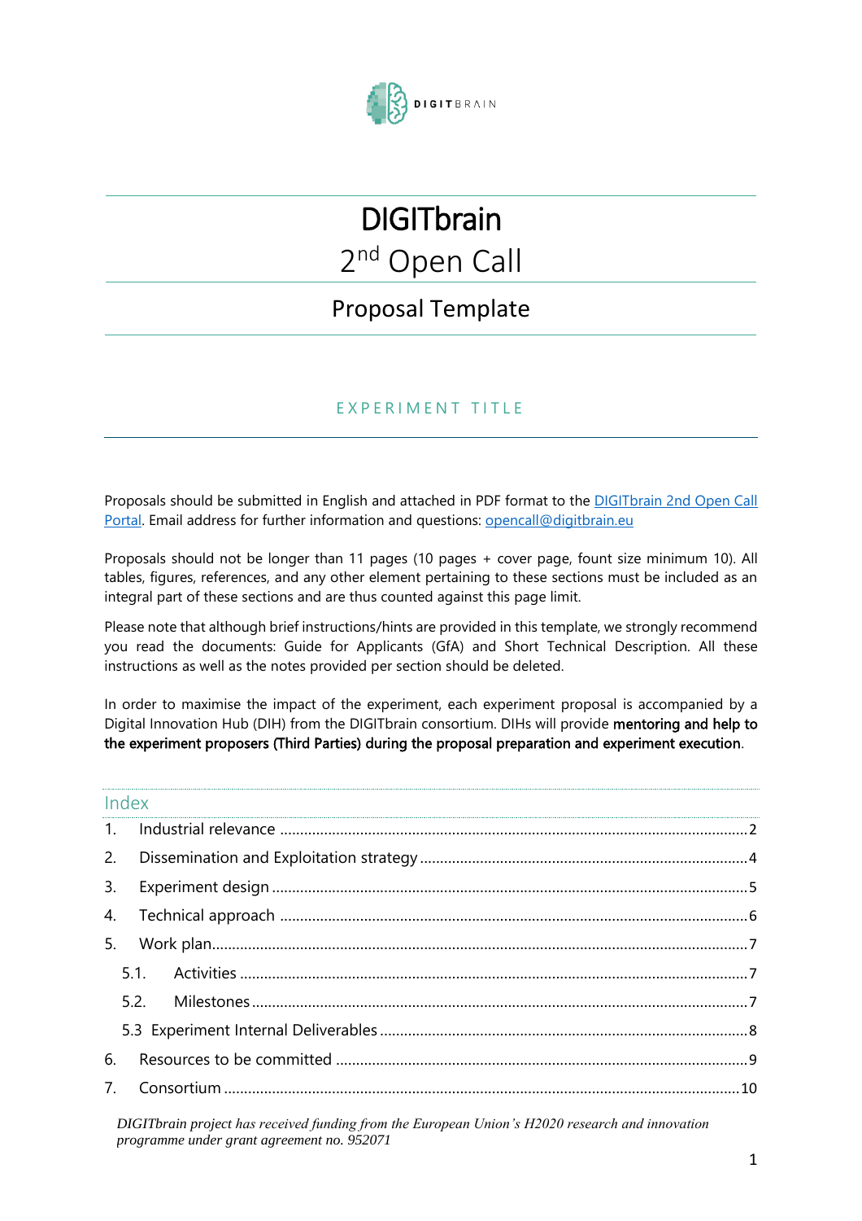# DIGITbrain

## 2nd Open Call

## Proposal Template

EXPERIMENT TITLE

Proposals should be submitted in English and attached in PDF format to the [DIGITbrain 2nd Open Call Portal](). Email address for further information and questions: [opencall@digitbrain.eu](mailto:opencall@digitbrain.eu)

Proposals should not be longer than 11 pages (10 pages + cover page, fount size minimum 10). All tables, figures, references, and any other element pertaining to these sections must be included as an integral part of these sections and are thus counted against this page limit.

Please note that although brief instructions/hints are provided in this template, we strongly recommend you read the documents: Guide for Applicants (GfA) and Short Technical Description. All these instructions as well as the notes provided per section should be deleted.

In order to maximise the impact of the experiment, each experiment proposal is accompanied by a Digital Innovation Hub (DIH) from the DIGITbrain consortium. DIHs will provide **mentoring and help to the experiment proposers (Third Parties) during the proposal preparation and experiment execution**.

## Index

1. Industrial relevance ........ 2
2. Dissemination and Exploitation strategy ........ 4
3. Experiment design ........ 5
4. Technical approach ........ 6
5. Work plan ........ 7
   - 5.1. Activities ........ 7
   - 5.2. Milestones ........ 7
   - 5.3 Experiment Internal Deliverables ........ 8
6. Resources to be committed ........ 9
7. Consortium ........ 10

*DIGITbrain project has received funding from the European Union's H2020 research and innovation programme under grant agreement no. 952071*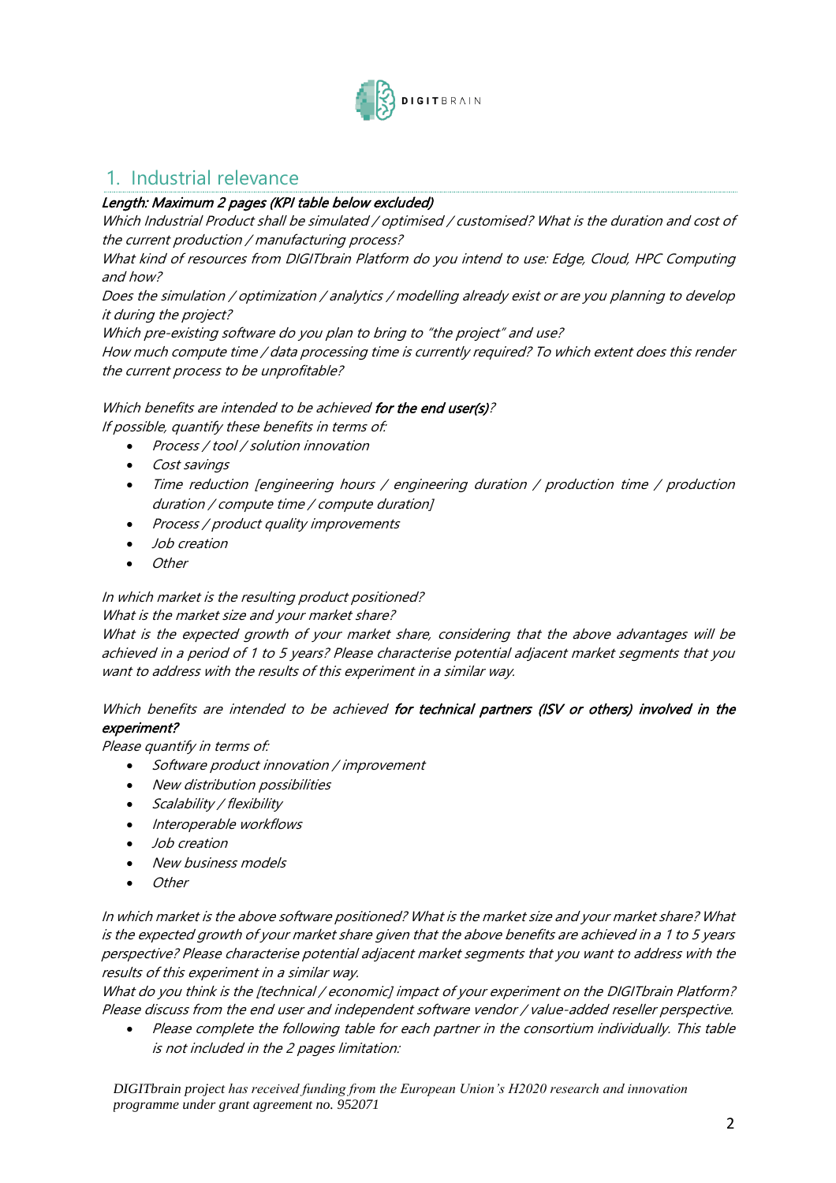## 1. Industrial relevance

***Length: Maximum 2 pages (KPI table below excluded)***

*Which Industrial Product shall be simulated / optimised / customised? What is the duration and cost of the current production / manufacturing process?*

*What kind of resources from DIGITbrain Platform do you intend to use: Edge, Cloud, HPC Computing and how?*

*Does the simulation / optimization / analytics / modelling already exist or are you planning to develop it during the project?*

*Which pre-existing software do you plan to bring to "the project" and use?*

*How much compute time / data processing time is currently required? To which extent does this render the current process to be unprofitable?*

*Which benefits are intended to be achieved* ***for the end user(s)****?*

*If possible, quantify these benefits in terms of:*

- *Process / tool / solution innovation*
- *Cost savings*
- *Time reduction [engineering hours / engineering duration / production time / production duration / compute time / compute duration]*
- *Process / product quality improvements*
- *Job creation*
- *Other*

*In which market is the resulting product positioned?*

*What is the market size and your market share?*

*What is the expected growth of your market share, considering that the above advantages will be achieved in a period of 1 to 5 years? Please characterise potential adjacent market segments that you want to address with the results of this experiment in a similar way.*

*Which benefits are intended to be achieved* ***for technical partners (ISV or others) involved in the experiment?***

*Please quantify in terms of:*

- *Software product innovation / improvement*
- *New distribution possibilities*
- *Scalability / flexibility*
- *Interoperable workflows*
- *Job creation*
- *New business models*
- *Other*

*In which market is the above software positioned? What is the market size and your market share? What is the expected growth of your market share given that the above benefits are achieved in a 1 to 5 years perspective? Please characterise potential adjacent market segments that you want to address with the results of this experiment in a similar way.*

*What do you think is the [technical / economic] impact of your experiment on the DIGITbrain Platform? Please discuss from the end user and independent software vendor / value-added reseller perspective.*

- *Please complete the following table for each partner in the consortium individually. This table is not included in the 2 pages limitation:*

DIGITbrain project *has received funding from the European Union's H2020 research and innovation programme under grant agreement no. 952071*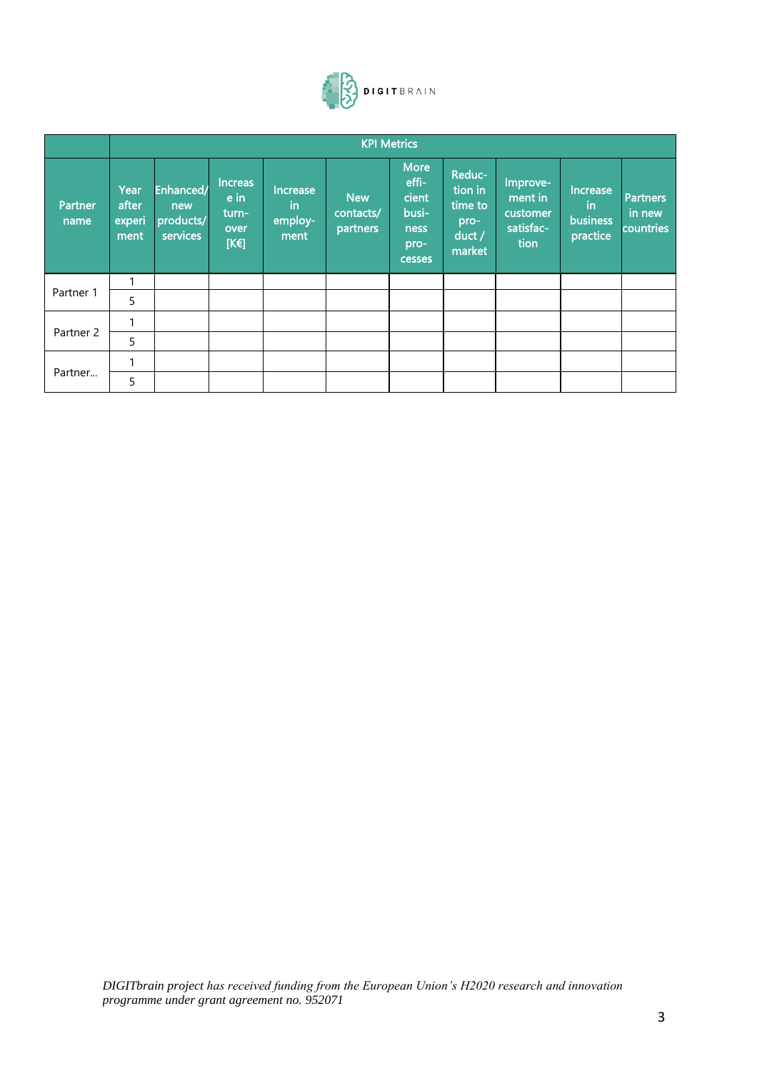| Partner name | KPI Metrics | | | | | | | | | |
|---|---|---|---|---|---|---|---|---|---|---|
| | Year after experiment | Enhanced/ new products/ services | Increase in turnover [K€] | Increase in employment | New contacts/ partners | More efficient business processes | Reduction in time to product / market | Improvement in customer satisfaction | Increase in business practice | Partners in new countries |
| Partner 1 | 1 | | | | | | | | | |
| | 5 | | | | | | | | | |
| Partner 2 | 1 | | | | | | | | | |
| | 5 | | | | | | | | | |
| Partner… | 1 | | | | | | | | | |
| | 5 | | | | | | | | | |

*DIGITbrain project has received funding from the European Union's H2020 research and innovation programme under grant agreement no. 952071*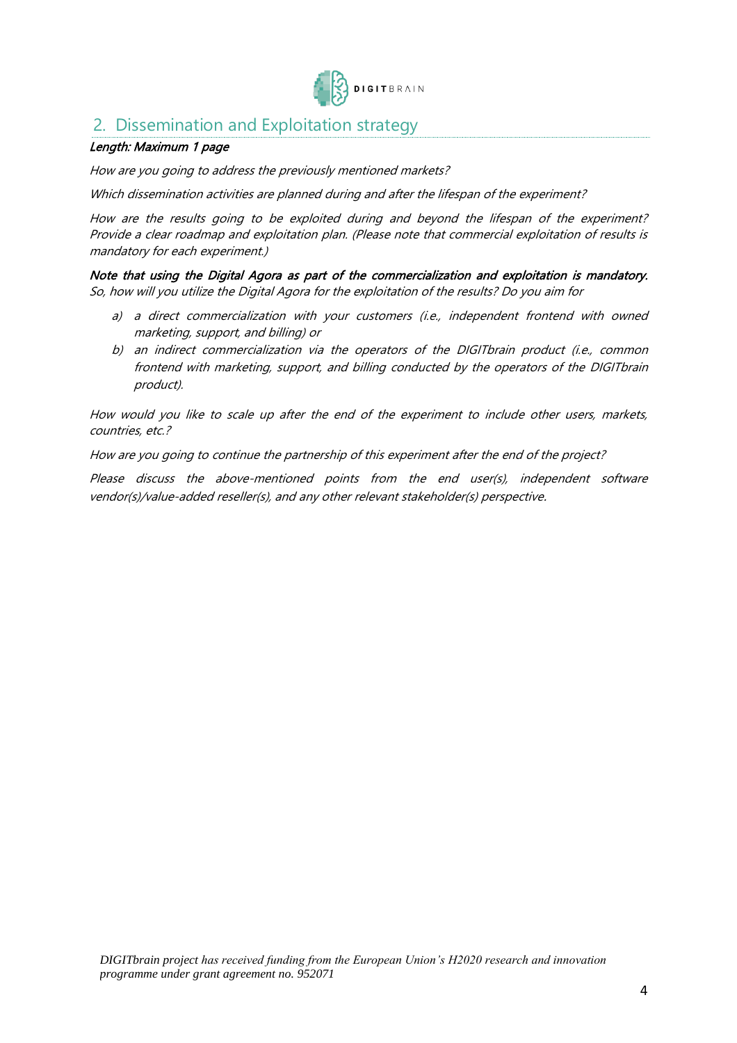## 2. Dissemination and Exploitation strategy

***Length: Maximum 1 page***

*How are you going to address the previously mentioned markets?*

*Which dissemination activities are planned during and after the lifespan of the experiment?*

*How are the results going to be exploited during and beyond the lifespan of the experiment? Provide a clear roadmap and exploitation plan. (Please note that commercial exploitation of results is mandatory for each experiment.)*

***Note that using the Digital Agora as part of the commercialization and exploitation is mandatory.*** *So, how will you utilize the Digital Agora for the exploitation of the results? Do you aim for*

*a) a direct commercialization with your customers (i.e., independent frontend with owned marketing, support, and billing) or*

*b) an indirect commercialization via the operators of the DIGITbrain product (i.e., common frontend with marketing, support, and billing conducted by the operators of the DIGITbrain product).*

*How would you like to scale up after the end of the experiment to include other users, markets, countries, etc.?*

*How are you going to continue the partnership of this experiment after the end of the project?*

*Please discuss the above-mentioned points from the end user(s), independent software vendor(s)/value-added reseller(s), and any other relevant stakeholder(s) perspective.*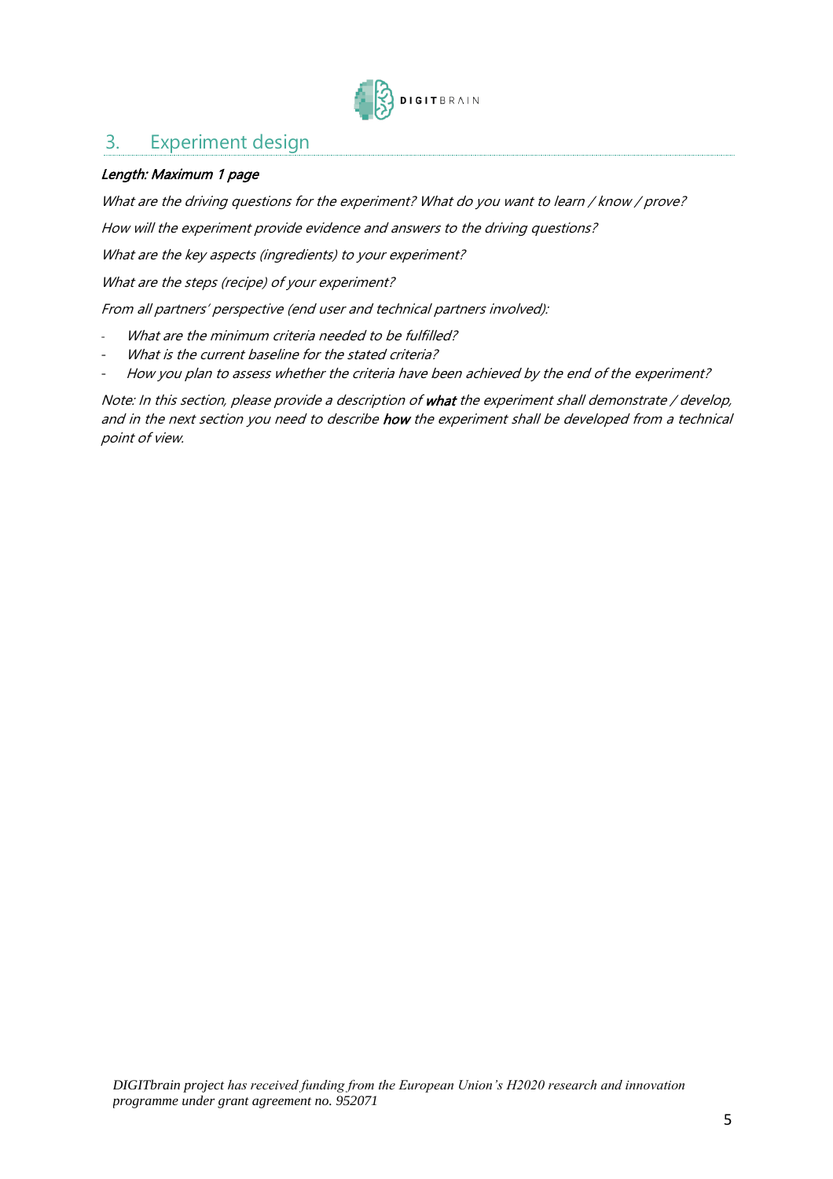## 3. Experiment design

***Length: Maximum 1 page***

*What are the driving questions for the experiment? What do you want to learn / know / prove?*

*How will the experiment provide evidence and answers to the driving questions?*

*What are the key aspects (ingredients) to your experiment?*

*What are the steps (recipe) of your experiment?*

*From all partners' perspective (end user and technical partners involved):*

- *What are the minimum criteria needed to be fulfilled?*
- *What is the current baseline for the stated criteria?*
- *How you plan to assess whether the criteria have been achieved by the end of the experiment?*

*Note: In this section, please provide a description of* ***what*** *the experiment shall demonstrate / develop, and in the next section you need to describe* ***how*** *the experiment shall be developed from a technical point of view.*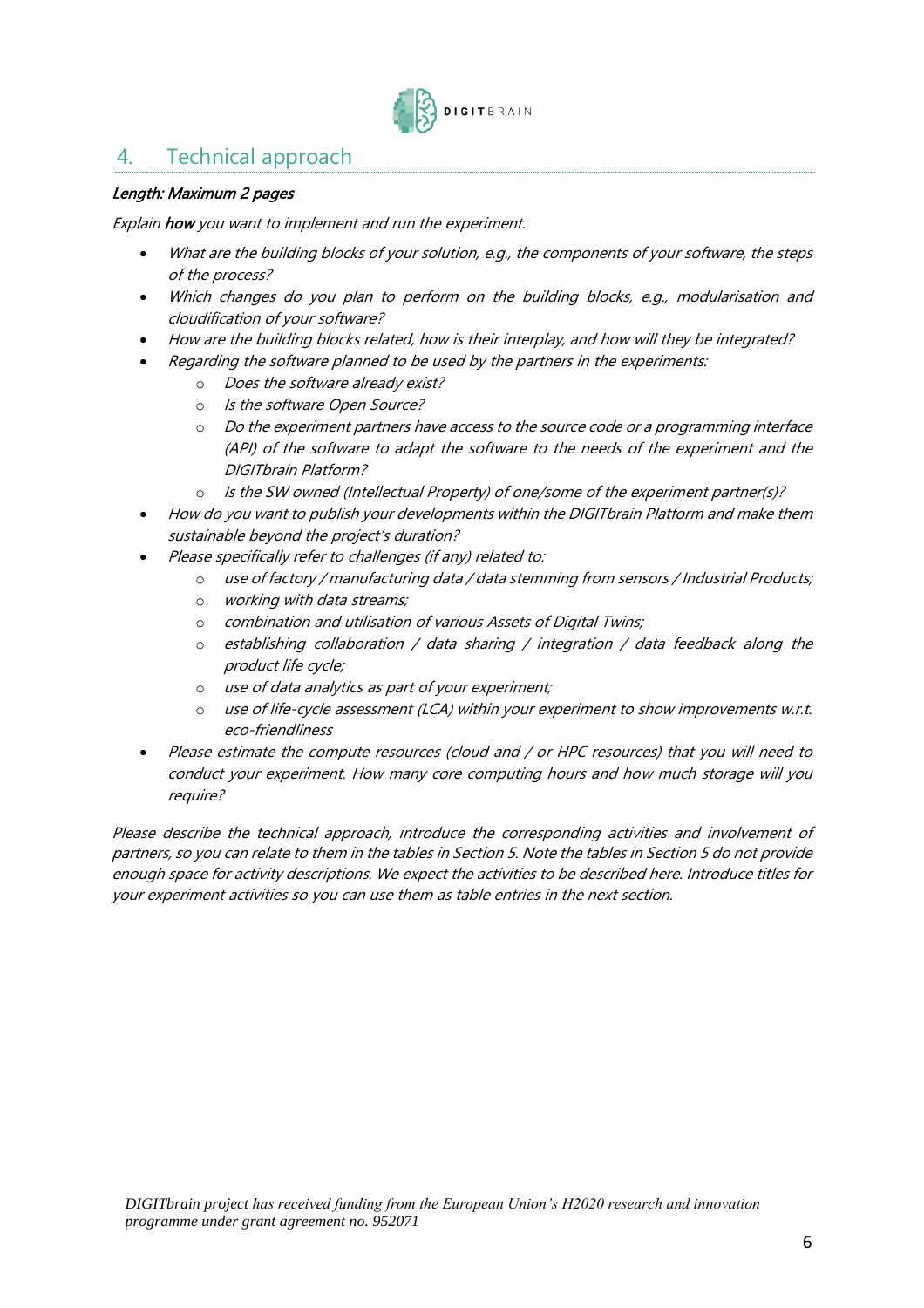## 4. Technical approach

***Length: Maximum 2 pages***

*Explain **how** you want to implement and run the experiment.*

- *What are the building blocks of your solution, e.g., the components of your software, the steps of the process?*
- *Which changes do you plan to perform on the building blocks, e.g., modularisation and cloudification of your software?*
- *How are the building blocks related, how is their interplay, and how will they be integrated?*
- *Regarding the software planned to be used by the partners in the experiments:*
    - *Does the software already exist?*
    - *Is the software Open Source?*
    - *Do the experiment partners have access to the source code or a programming interface (API) of the software to adapt the software to the needs of the experiment and the DIGITbrain Platform?*
    - *Is the SW owned (Intellectual Property) of one/some of the experiment partner(s)?*
- *How do you want to publish your developments within the DIGITbrain Platform and make them sustainable beyond the project's duration?*
- *Please specifically refer to challenges (if any) related to:*
    - *use of factory / manufacturing data / data stemming from sensors / Industrial Products;*
    - *working with data streams;*
    - *combination and utilisation of various Assets of Digital Twins;*
    - *establishing collaboration / data sharing / integration / data feedback along the product life cycle;*
    - *use of data analytics as part of your experiment;*
    - *use of life-cycle assessment (LCA) within your experiment to show improvements w.r.t. eco-friendliness*
- *Please estimate the compute resources (cloud and / or HPC resources) that you will need to conduct your experiment. How many core computing hours and how much storage will you require?*

*Please describe the technical approach, introduce the corresponding activities and involvement of partners, so you can relate to them in the tables in Section 5. Note the tables in Section 5 do not provide enough space for activity descriptions. We expect the activities to be described here. Introduce titles for your experiment activities so you can use them as table entries in the next section.*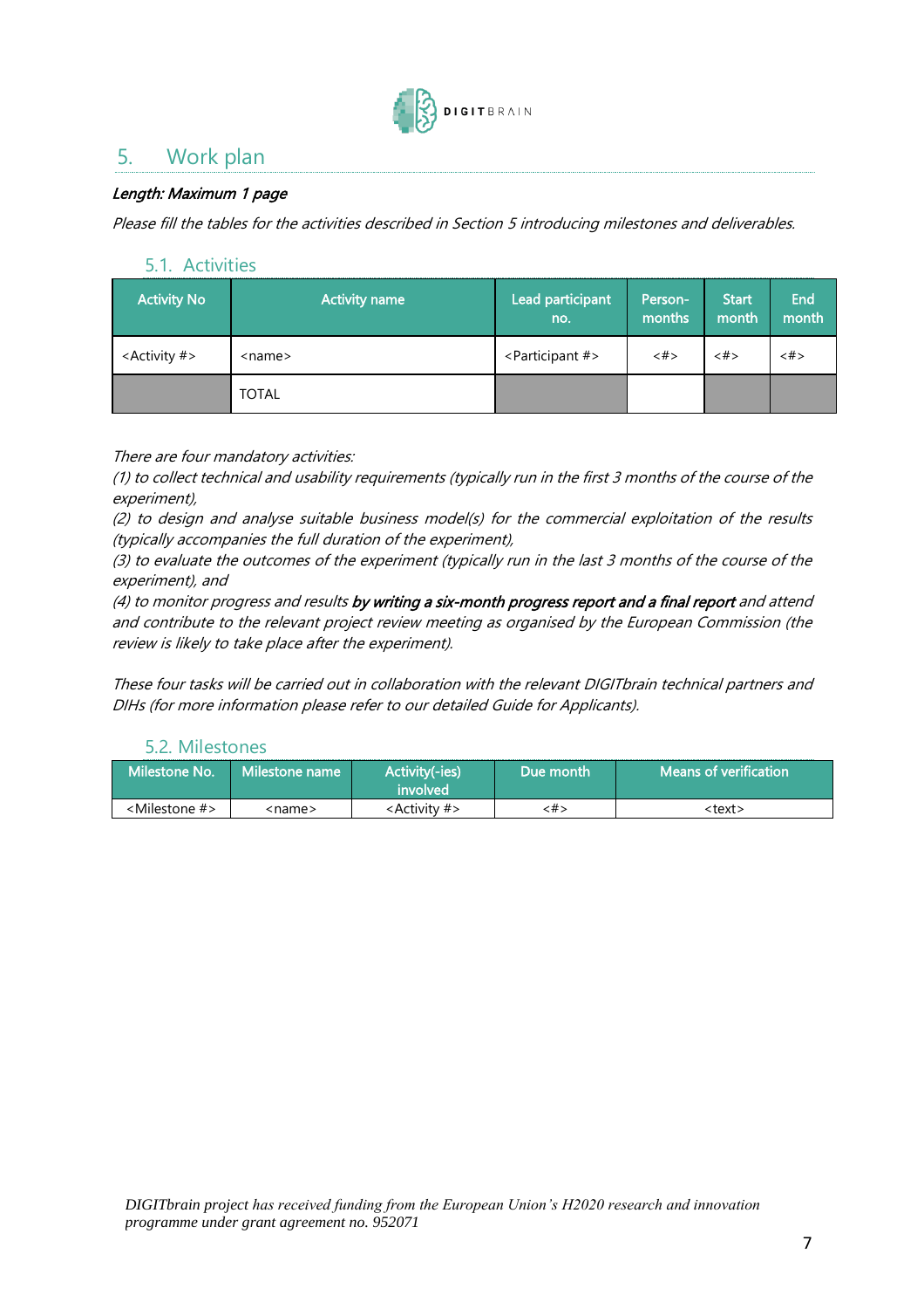## 5. Work plan

***Length: Maximum 1 page***

*Please fill the tables for the activities described in Section 5 introducing milestones and deliverables.*

### 5.1. Activities

| Activity No | Activity name | Lead participant no. | Person-months | Start month | End month |
|---|---|---|---|---|---|
| <Activity #> | <name> | <Participant #> | <#> | <#> | <#> |
| | TOTAL | | | | |

*There are four mandatory activities:*
*(1) to collect technical and usability requirements (typically run in the first 3 months of the course of the experiment),*
*(2) to design and analyse suitable business model(s) for the commercial exploitation of the results (typically accompanies the full duration of the experiment),*
*(3) to evaluate the outcomes of the experiment (typically run in the last 3 months of the course of the experiment), and*
*(4) to monitor progress and results* ***by writing a six-month progress report and a final report*** *and attend and contribute to the relevant project review meeting as organised by the European Commission (the review is likely to take place after the experiment).*

*These four tasks will be carried out in collaboration with the relevant DIGITbrain technical partners and DIHs (for more information please refer to our detailed Guide for Applicants).*

### 5.2. Milestones

| Milestone No. | Milestone name | Activity(-ies) involved | Due month | Means of verification |
|---|---|---|---|---|
| <Milestone #> | <name> | <Activity #> | <#> | <text> |

DIGITbrain project has received funding from the European Union's H2020 research and innovation programme under grant agreement no. 952071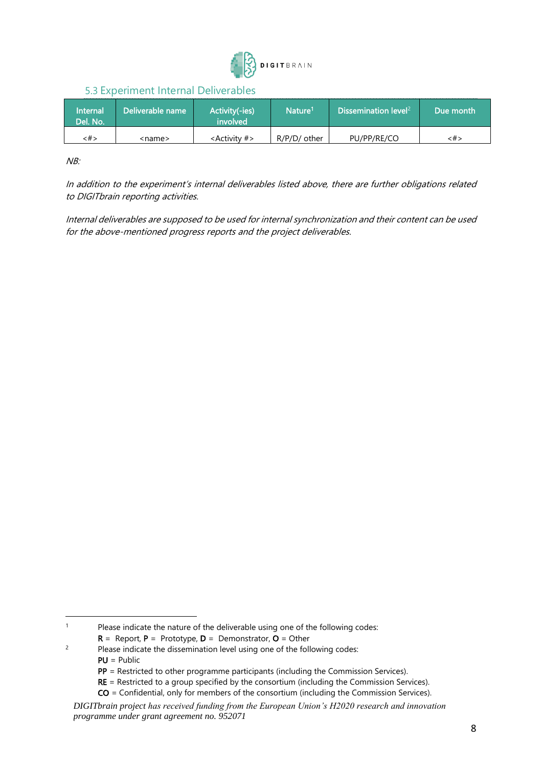### 5.3 Experiment Internal Deliverables

| Internal Del. No. | Deliverable name | Activity(-ies) involved | Nature[1] | Dissemination level[2] | Due month |
|---|---|---|---|---|---|
| <#> | <name> | <Activity #> | R/P/D/ other | PU/PP/RE/CO | <#> |

*NB:*

*In addition to the experiment's internal deliverables listed above, there are further obligations related to DIGITbrain reporting activities.*

*Internal deliverables are supposed to be used for internal synchronization and their content can be used for the above-mentioned progress reports and the project deliverables.*

---

[1] Please indicate the nature of the deliverable using one of the following codes:
**R** = Report, **P** = Prototype, **D** = Demonstrator, **O** = Other

[2] Please indicate the dissemination level using one of the following codes:
**PU** = Public
**PP** = Restricted to other programme participants (including the Commission Services).
**RE** = Restricted to a group specified by the consortium (including the Commission Services).
**CO** = Confidential, only for members of the consortium (including the Commission Services).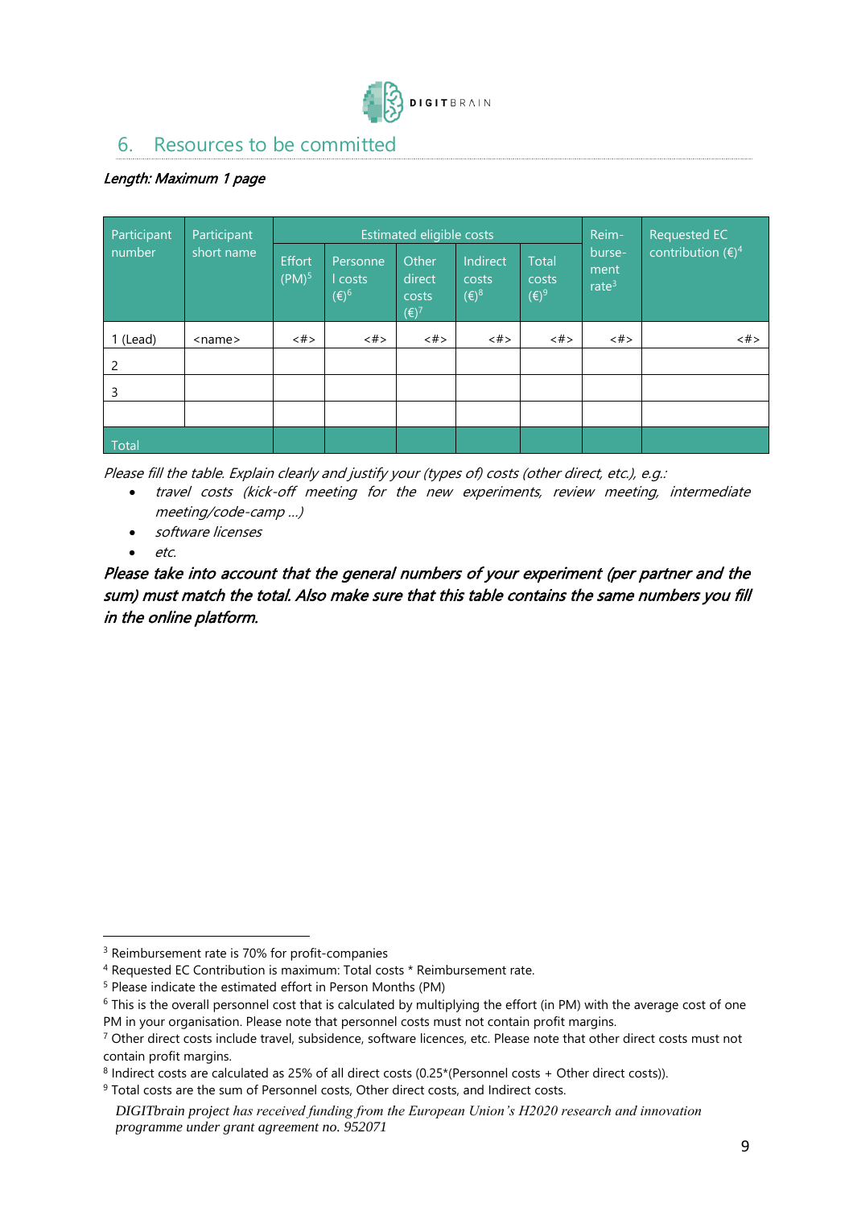## 6. Resources to be committed

***Length: Maximum 1 page***

| Participant number | Participant short name | Estimated eligible costs | | | | | Reim-burse-ment rate[3] | Requested EC contribution (€)[4] |
|---|---|---|---|---|---|---|---|---|
| | | Effort (PM)[5] | Personnel costs (€)[6] | Other direct costs (€)[7] | Indirect costs (€)[8] | Total costs (€)[9] | | |
| 1 (Lead) | <name> | <#> | <#> | <#> | <#> | <#> | <#> | <#> |
| 2 | | | | | | | | |
| 3 | | | | | | | | |
| | | | | | | | | |
| Total | | | | | | | | |

*Please fill the table. Explain clearly and justify your (types of) costs (other direct, etc.), e.g.:*

- *travel costs (kick-off meeting for the new experiments, review meeting, intermediate meeting/code-camp …)*
- *software licenses*
- *etc.*

***Please take into account that the general numbers of your experiment (per partner and the sum) must match the total. Also make sure that this table contains the same numbers you fill in the online platform.***

---

[3] Reimbursement rate is 70% for profit-companies

[4] Requested EC Contribution is maximum: Total costs * Reimbursement rate.

[5] Please indicate the estimated effort in Person Months (PM)

[6] This is the overall personnel cost that is calculated by multiplying the effort (in PM) with the average cost of one PM in your organisation. Please note that personnel costs must not contain profit margins.

[7] Other direct costs include travel, subsidence, software licences, etc. Please note that other direct costs must not contain profit margins.

[8] Indirect costs are calculated as 25% of all direct costs (0.25*(Personnel costs + Other direct costs)).

[9] Total costs are the sum of Personnel costs, Other direct costs, and Indirect costs.

*DIGITbrain project has received funding from the European Union's H2020 research and innovation programme under grant agreement no. 952071*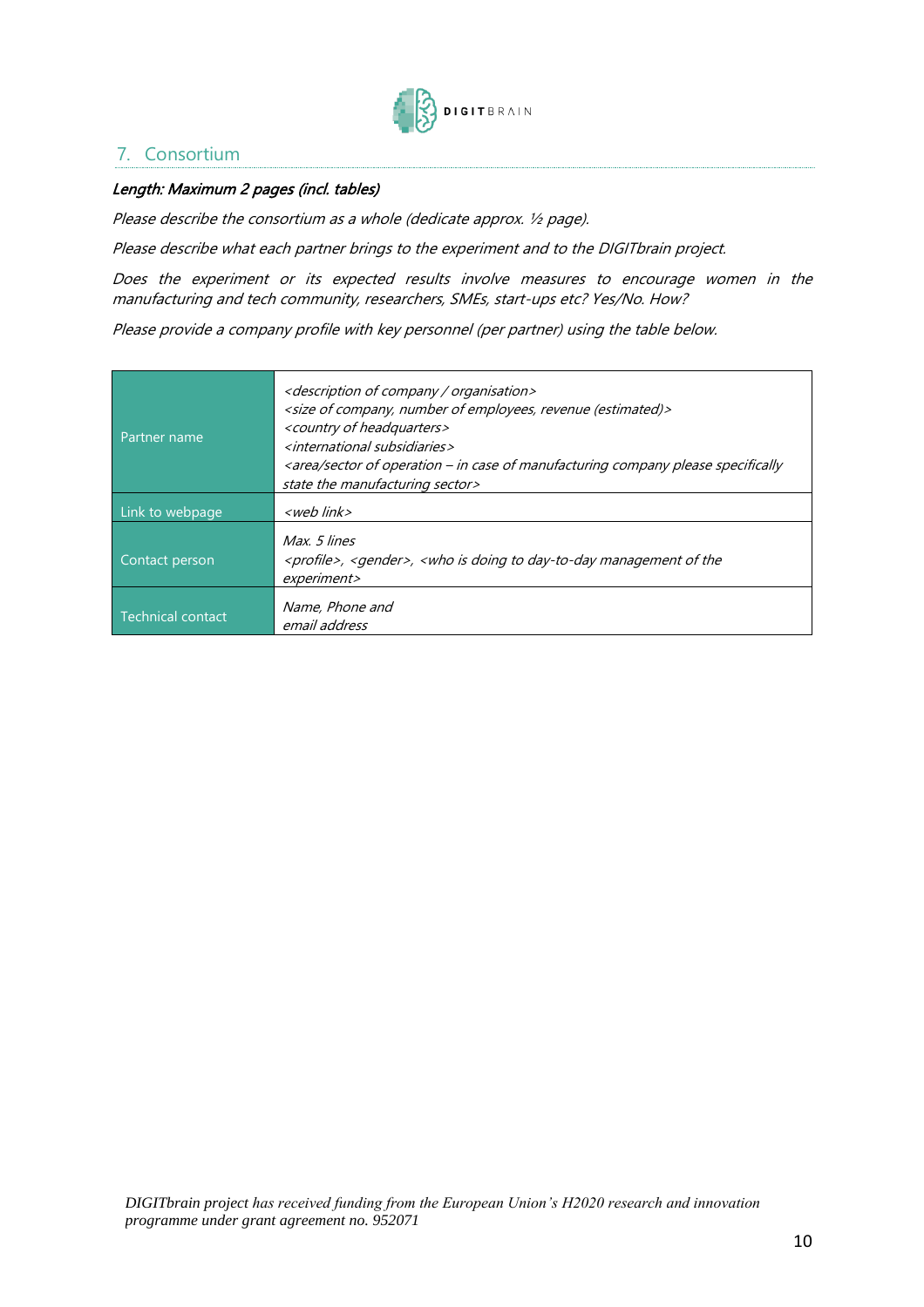## 7. Consortium

***Length: Maximum 2 pages (incl. tables)***

*Please describe the consortium as a whole (dedicate approx. ½ page).*

*Please describe what each partner brings to the experiment and to the DIGITbrain project.*

*Does the experiment or its expected results involve measures to encourage women in the manufacturing and tech community, researchers, SMEs, start-ups etc? Yes/No. How?*

*Please provide a company profile with key personnel (per partner) using the table below.*

| | |
|---|---|
| Partner name | *<description of company / organisation>*<br>*<size of company, number of employees, revenue (estimated)>*<br>*<country of headquarters>*<br>*<international subsidiaries>*<br>*<area/sector of operation – in case of manufacturing company please specifically state the manufacturing sector>* |
| Link to webpage | *<web link>* |
| Contact person | *Max. 5 lines*<br>*<profile>, <gender>, <who is doing to day-to-day management of the experiment>* |
| Technical contact | *Name, Phone and email address* |

*DIGITbrain project has received funding from the European Union's H2020 research and innovation programme under grant agreement no. 952071*